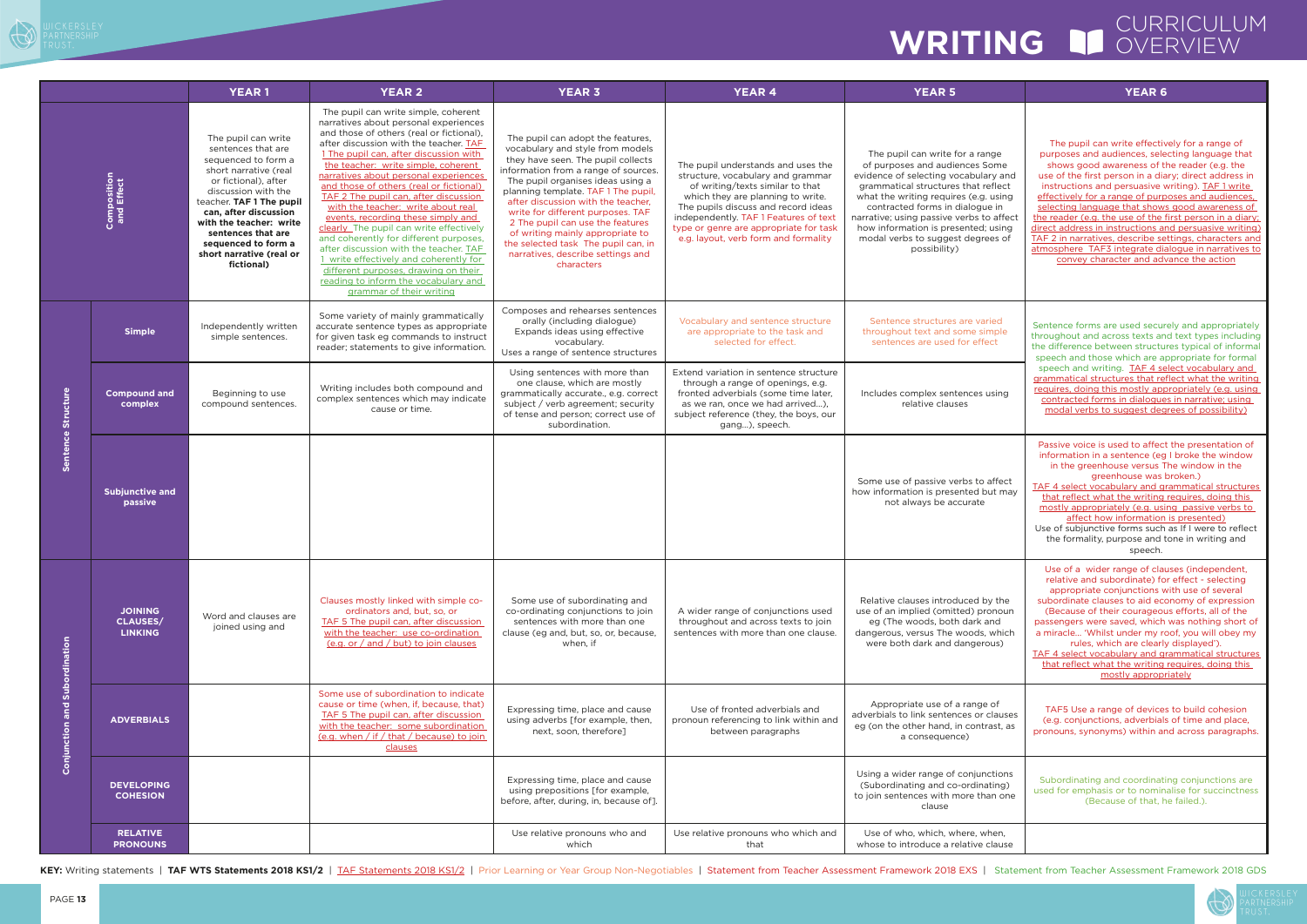# WRITING CURRICULUM OVERVIEW

| | | YEAR 1 | YEAR 2 | YEAR 3 | YEAR 4 | YEAR 5 | YEAR 6 |
|---|---|---|---|---|---|---|---|
| Composition and Effect | | The pupil can write sentences that are sequenced to form a short narrative (real or fictional), after discussion with the teacher. **TAF 1 The pupil can, after discussion with the teacher: write sentences that are sequenced to form a short narrative (real or fictional)** | The pupil can write simple, coherent narratives about personal experiences and those of others (real or fictional), after discussion with the teacher. TAF 1 The pupil can, after discussion with the teacher: write simple, coherent narratives about personal experiences and those of others (real or fictional) TAF 2 The pupil can, after discussion with the teacher: write about real events, recording these simply and clearly The pupil can write effectively and coherently for different purposes, after discussion with the teacher. TAF 1 write effectively and coherently for different purposes, drawing on their reading to inform the vocabulary and grammar of their writing | The pupil can adopt the features, vocabulary and style from models they have seen. The pupil collects information from a range of sources. The pupil organises ideas using a planning template. TAF 1 The pupil, after discussion with the teacher, write for different purposes. TAF 2 The pupil can use the features of writing mainly appropriate to the selected task The pupil can, in narratives, describe settings and characters | The pupil understands and uses the structure, vocabulary and grammar of writing/texts similar to that which they are planning to write. The pupils discuss and record ideas independently. TAF 1 Features of text type or genre are appropriate for task e.g. layout, verb form and formality | The pupil can write for a range of purposes and audiences Some evidence of selecting vocabulary and grammatical structures that reflect what the writing requires (e.g. using contracted forms in dialogue in narrative; using passive verbs to affect how information is presented; using modal verbs to suggest degrees of possibility) | The pupil can write effectively for a range of purposes and audiences, selecting language that shows good awareness of the reader (e.g. the use of the first person in a diary; direct address in instructions and persuasive writing). TAF 1 write effectively for a range of purposes and audiences, selecting language that shows good awareness of the reader (e.g. the use of the first person in a diary; direct address in instructions and persuasive writing) TAF 2 in narratives, describe settings, characters and atmosphere TAF3 integrate dialogue in narratives to convey character and advance the action |
| Sentence Structure | Simple | Independently written simple sentences. | Some variety of mainly grammatically accurate sentence types as appropriate for given task eg commands to instruct reader; statements to give information. | Composes and rehearses sentences orally (including dialogue) Expands ideas using effective vocabulary. Uses a range of sentence structures | Vocabulary and sentence structure are appropriate to the task and selected for effect. | Sentence structures are varied throughout text and some simple sentences are used for effect | Sentence forms are used securely and appropriately throughout and across texts and text types including the difference between structures typical of informal speech and those which are appropriate for formal speech and writing. TAF 4 select vocabulary and grammatical structures that reflect what the writing requires, doing this mostly appropriately (e.g. using contracted forms in dialogues in narrative; using modal verbs to suggest degrees of possibility) |
| | Compound and complex | Beginning to use compound sentences. | Writing includes both compound and complex sentences which may indicate cause or time. | Using sentences with more than one clause, which are mostly grammatically accurate., e.g. correct subject / verb agreement; security of tense and person; correct use of subordination. | Extend variation in sentence structure through a range of openings, e.g. fronted adverbials (some time later, as we ran, once we had arrived…), subject reference (they, the boys, our gang…), speech. | Includes complex sentences using relative clauses | |
| | Subjunctive and passive | | | | | Some use of passive verbs to affect how information is presented but may not always be accurate | Passive voice is used to affect the presentation of information in a sentence (eg I broke the window in the greenhouse versus The window in the greenhouse was broken.) TAF 4 select vocabulary and grammatical structures that reflect what the writing requires, doing this mostly appropriately (e.g. using passive verbs to affect how information is presented) Use of subjunctive forms such as If I were to reflect the formality, purpose and tone in writing and speech. |
| Conjunction and Subordination | JOINING CLAUSES/ LINKING | Word and clauses are joined using and | Clauses mostly linked with simple co-ordinators and, but, so, or TAF 5 The pupil can, after discussion with the teacher: use co-ordination (e.g. or / and / but) to join clauses | Some use of subordinating and co-ordinating conjunctions to join sentences with more than one clause (eg and, but, so, or, because, when, if | A wider range of conjunctions used throughout and across texts to join sentences with more than one clause. | Relative clauses introduced by the use of an implied (omitted) pronoun eg (The woods, both dark and dangerous, versus The woods, which were both dark and dangerous) | Use of a wider range of clauses (independent, relative and subordinate) for effect - selecting appropriate conjunctions with use of several subordinate clauses to aid economy of expression (Because of their courageous efforts, all of the passengers were saved, which was nothing short of a miracle… 'Whilst under my roof, you will obey my rules, which are clearly displayed'). TAF 4 select vocabulary and grammatical structures that reflect what the writing requires, doing this mostly appropriately |
| | ADVERBIALS | | Some use of subordination to indicate cause or time (when, if, because, that) TAF 5 The pupil can, after discussion with the teacher: some subordination (e.g. when / if / that / because) to join clauses | Expressing time, place and cause using adverbs [for example, then, next, soon, therefore] | Use of fronted adverbials and pronoun referencing to link within and between paragraphs | Appropriate use of a range of adverbials to link sentences or clauses eg (on the other hand, in contrast, as a consequence) | TAF5 Use a range of devices to build cohesion (e.g. conjunctions, adverbials of time and place, pronouns, synonyms) within and across paragraphs. |
| | DEVELOPING COHESION | | | Expressing time, place and cause using prepositions [for example, before, after, during, in, because of]. | | Using a wider range of conjunctions (Subordinating and co-ordinating) to join sentences with more than one clause | Subordinating and coordinating conjunctions are used for emphasis or to nominalise for succinctness (Because of that, he failed.). |
| | RELATIVE PRONOUNS | | | Use relative pronouns who and which | Use relative pronouns who which and that | Use of who, which, where, when, whose to introduce a relative clause | |

**KEY:** Writing statements | **TAF WTS Statements 2018 KS1/2** | TAF Statements 2018 KS1/2 | Prior Learning or Year Group Non-Negotiables | Statement from Teacher Assessment Framework 2018 EXS | Statement from Teacher Assessment Framework 2018 GDS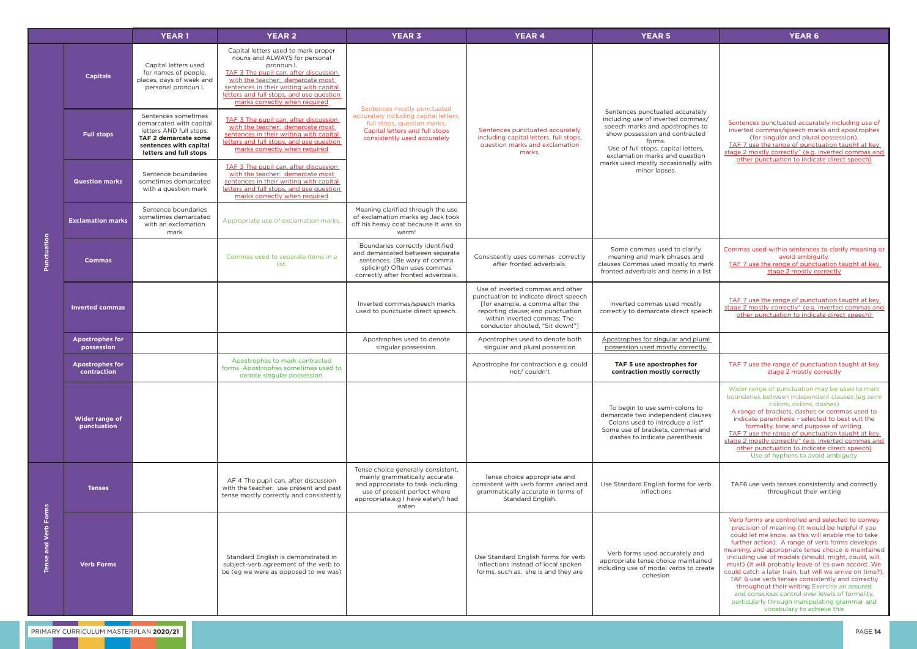| | | YEAR 1 | YEAR 2 | YEAR 3 | YEAR 4 | YEAR 5 | YEAR 6 |
|---|---|---|---|---|---|---|---|
| Punctuation | Capitals | Capital letters used for names of people, places, days of week and personal pronoun I. | Capital letters used to mark proper nouns and ALWAYS for personal pronoun I. TAF 3 The pupil can, after discussion with the teacher: demarcate most sentences in their writing with capital letters and full stops, and use question marks correctly when required | Sentences mostly punctuated accurately including capital letters, full stops, question marks. Capital letters and full stops consistently used accurately | Sentences punctuated accurately including capital letters, full stops, question marks and exclamation marks. | Sentences punctuated accurately including use of inverted commas/ speech marks and apostrophes to show possession and contracted forms. Use of full stops, capital letters, exclamation marks and question marks used mostly occasionally with minor lapses. | Sentences punctuated accurately including use of inverted commas/speech marks and apostrophes (for singular and plural possession). TAF 7 use the range of punctuation taught at key stage 2 mostly correctly^ (e.g. inverted commas and other punctuation to indicate direct speech) |
| | Full stops | Sentences sometimes demarcated with capital letters AND full stops. **TAF 2 demarcate some sentences with capital letters and full stops** | TAF 3 The pupil can, after discussion with the teacher: demarcate most sentences in their writing with capital letters and full stops, and use question marks correctly when required | | | | |
| | Question marks | Sentence boundaries sometimes demarcated with a question mark | TAF 3 The pupil can, after discussion with the teacher: demarcate most sentences in their writing with capital letters and full stops, and use question marks correctly when required | | | | |
| | Exclamation marks | Sentence boundaries sometimes demarcated with an exclamation mark | Appropriate use of exclamation marks. | Meaning clarified through the use of exclamation marks eg Jack took off his heavy coat because it was so warm! | | | |
| | Commas | | Commas used to separate items in a list. | Boundaries correctly identified and demarcated between separate sentences. (Be wary of comma splicing!) Often uses commas correctly after fronted adverbials. | Consistently uses commas correctly after fronted adverbials. | Some commas used to clarify meaning and mark phrases and clauses Commas used mostly to mark fronted adverbials and items in a list | Commas used within sentences to clarify meaning or avoid ambiguity. TAF 7 use the range of punctuation taught at key stage 2 mostly correctly |
| | Inverted commas | | | Inverted commas/speech marks used to punctuate direct speech. | Use of inverted commas and other punctuation to indicate direct speech [for example, a comma after the reporting clause; end punctuation within inverted commas: The conductor shouted, "Sit down!"] | Inverted commas used mostly correctly to demarcate direct speech | TAF 7 use the range of punctuation taught at key stage 2 mostly correctly^ (e.g. inverted commas and other punctuation to indicate direct speech) |
| | Apostrophes for possession | | | Apostrophes used to denote singular possession. | Apostrophes used to denote both singular and plural possession | Apostrophes for singular and plural possession used mostly correctly. | |
| | Apostrophes for contraction | | Apostrophes to mark contracted forms. Apostrophes sometimes used to denote singular possession. | | Apostrophe for contraction e.g. could not/ couldn't | **TAF 5 use apostrophes for contraction mostly correctly** | TAF 7 use the range of punctuation taught at key stage 2 mostly correctly |
| | Wider range of punctuation | | | | | To begin to use semi-colons to demarcate two independent clauses Colons used to introduce a list" Some use of brackets, commas and dashes to indicate parenthesis | Wider range of punctuation may be used to mark boundaries between independent clauses (eg semi colons, colons, dashes) A range of brackets, dashes or commas used to indicate parenthesis - selected to best suit the formality, tone and purpose of writing. TAF 7 use the range of punctuation taught at key stage 2 mostly correctly^ (e.g. inverted commas and other punctuation to indicate direct speech) Use of hyphens to avoid ambiguity |
| Tense and Verb Forms | Tenses | | AF 4 The pupil can, after discussion with the teacher: use present and past tense mostly correctly and consistently | Tense choice generally consistent, mainly grammatically accurate and appropriate to task including use of present perfect where appropriate.e.g I have eaten/I had eaten | Tense choice appropriate and consistent with verb forms varied and grammatically accurate in terms of Standard English. | Use Standard English forms for verb inflections | TAF6 use verb tenses consistently and correctly throughout their writing |
| | Verb Forms | | Standard English is demonstrated in subject-verb agreement of the verb to be (eg we were as opposed to we was) | | Use Standard English forms for verb inflections instead of local spoken forms, such as, she is and they are | Verb forms used accurately and appropriate tense choice maintained including use of modal verbs to create cohesion | Verb forms are controlled and selected to convey precision of meaning (It would be helpful if you could let me know, as this will enable me to take further action). A range of verb forms develops meaning, and appropriate tense choice is maintained including use of modals (should, might, could, will, must) (it will probably leave of its own accord..We could catch a later train, but will we arrive on time?). TAF 6 use verb tenses consistently and correctly throughout their writing Exercise an assured and conscious control over levels of formality, particularly through manipulating grammar and vocabulary to achieve this |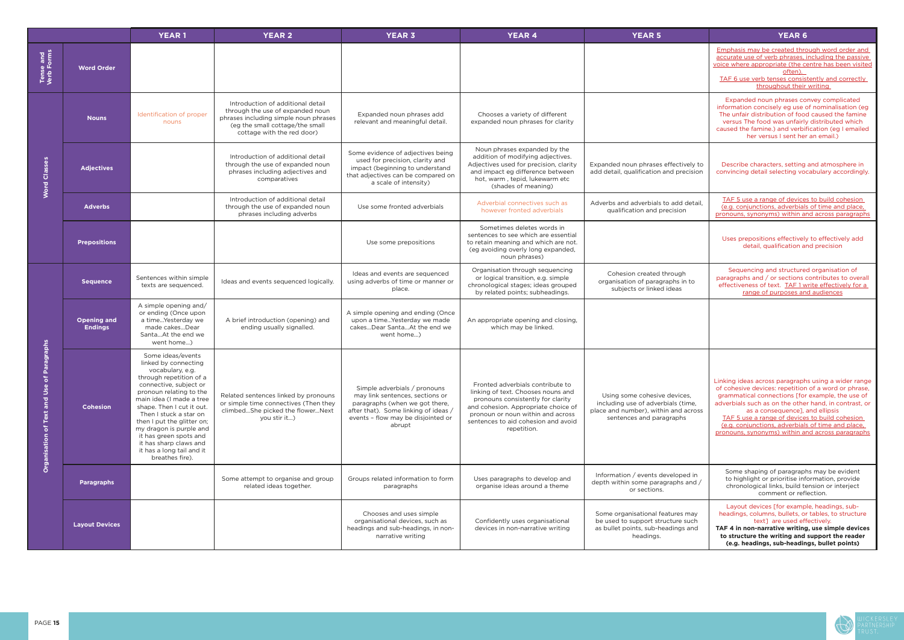| | | YEAR 1 | YEAR 2 | YEAR 3 | YEAR 4 | YEAR 5 | YEAR 6 |
|---|---|---|---|---|---|---|---|
| Tense and Verb Forms | Word Order | | | | | | Emphasis may be created through word order and accurate use of verb phrases, including the passive voice where appropriate (the centre has been visited often). TAF 6 use verb tenses consistently and correctly throughout their writing |
| Word Classes | Nouns | Identification of proper nouns | Introduction of additional detail through the use of expanded noun phrases including simple noun phrases (eg the small cottage/the small cottage with the red door) | Expanded noun phrases add relevant and meaningful detail. | Chooses a variety of different expanded noun phrases for clarity | | Expanded noun phrases convey complicated information concisely eg use of nominalisation (eg The unfair distribution of food caused the famine versus The food was unfairly distributed which caused the famine.) and verbification (eg I emailed her versus I sent her an email.) |
| | Adjectives | | Introduction of additional detail through the use of expanded noun phrases including adjectives and comparatives | Some evidence of adjectives being used for precision, clarity and impact (beginning to understand that adjectives can be compared on a scale of intensity) | Noun phrases expanded by the addition of modifying adjectives. Adjectives used for precision, clarity and impact eg difference between hot, warm , tepid, lukewarm etc (shades of meaning) | Expanded noun phrases effectively to add detail, qualification and precision | Describe characters, setting and atmosphere in convincing detail selecting vocabulary accordingly. |
| | Adverbs | | Introduction of additional detail through the use of expanded noun phrases including adverbs | Use some fronted adverbials | Adverbial connectives such as however fronted adverbials | Adverbs and adverbials to add detail, qualification and precision | TAF 5 use a range of devices to build cohesion (e.g. conjunctions, adverbials of time and place, pronouns, synonyms) within and across paragraphs |
| | Prepositions | | | Use some prepositions | Sometimes deletes words in sentences to see which are essential to retain meaning and which are not. (eg avoiding overly long expanded, noun phrases) | | Uses prepositions effectively to effectively add detail, qualification and precision |
| Organisation of Text and Use of Paragraphs | Sequence | Sentences within simple texts are sequenced. | Ideas and events sequenced logically. | Ideas and events are sequenced using adverbs of time or manner or place. | Organisation through sequencing or logical transition, e.g. simple chronological stages; ideas grouped by related points; subheadings. | Cohesion created through organisation of paragraphs in to subjects or linked ideas | Sequencing and structured organisation of paragraphs and / or sections contributes to overall effectiveness of text. TAF 1 write effectively for a range of purposes and audiences |
| | Opening and Endings | A simple opening and/ or ending (Once upon a time…Yesterday we made cakes…Dear Santa…At the end we went home…) | A brief introduction (opening) and ending usually signalled. | A simple opening and ending (Once upon a time…Yesterday we made cakes…Dear Santa…At the end we went home…) | An appropriate opening and closing, which may be linked. | | |
| | Cohesion | Some ideas/events linked by connecting vocabulary, e.g. through repetition of a connective, subject or pronoun relating to the main idea (I made a tree shape. Then I cut it out. Then I stuck a star on then I put the glitter on; my dragon is purple and it has green spots and it has sharp claws and it has a long tail and it breathes fire). | Related sentences linked by pronouns or simple time connectives (Then they climbed…She picked the flower…Next you stir it…) | Simple adverbials / pronouns may link sentences, sections or paragraphs (when we got there, after that). Some linking of ideas / events – flow may be disjointed or abrupt | Fronted adverbials contribute to linking of text. Chooses nouns and pronouns consistently for clarity and cohesion. Appropriate choice of pronoun or noun within and across sentences to aid cohesion and avoid repetition. | Using some cohesive devices, including use of adverbials (time, place and number), within and across sentences and paragraphs | Linking ideas across paragraphs using a wider range of cohesive devices: repetition of a word or phrase, grammatical connections [for example, the use of adverbials such as on the other hand, in contrast, or as a consequence], and ellipsis TAF 5 use a range of devices to build cohesion (e.g. conjunctions, adverbials of time and place, pronouns, synonyms) within and across paragraphs |
| | Paragraphs | | Some attempt to organise and group related ideas together. | Groups related information to form paragraphs | Uses paragraphs to develop and organise ideas around a theme | Information / events developed in depth within some paragraphs and / or sections. | Some shaping of paragraphs may be evident to highlight or prioritise information, provide chronological links, build tension or interject comment or reflection. |
| | Layout Devices | | | Chooses and uses simple organisational devices, such as headings and sub-headings, in non-narrative writing | Confidently uses organisational devices in non-narrative writing | Some organisational features may be used to support structure such as bullet points, sub-headings and headings. | Layout devices [for example, headings, sub-headings, columns, bullets, or tables, to structure text] are used effectively. **TAF 4 in non-narrative writing, use simple devices to structure the writing and support the reader (e.g. headings, sub-headings, bullet points)** |